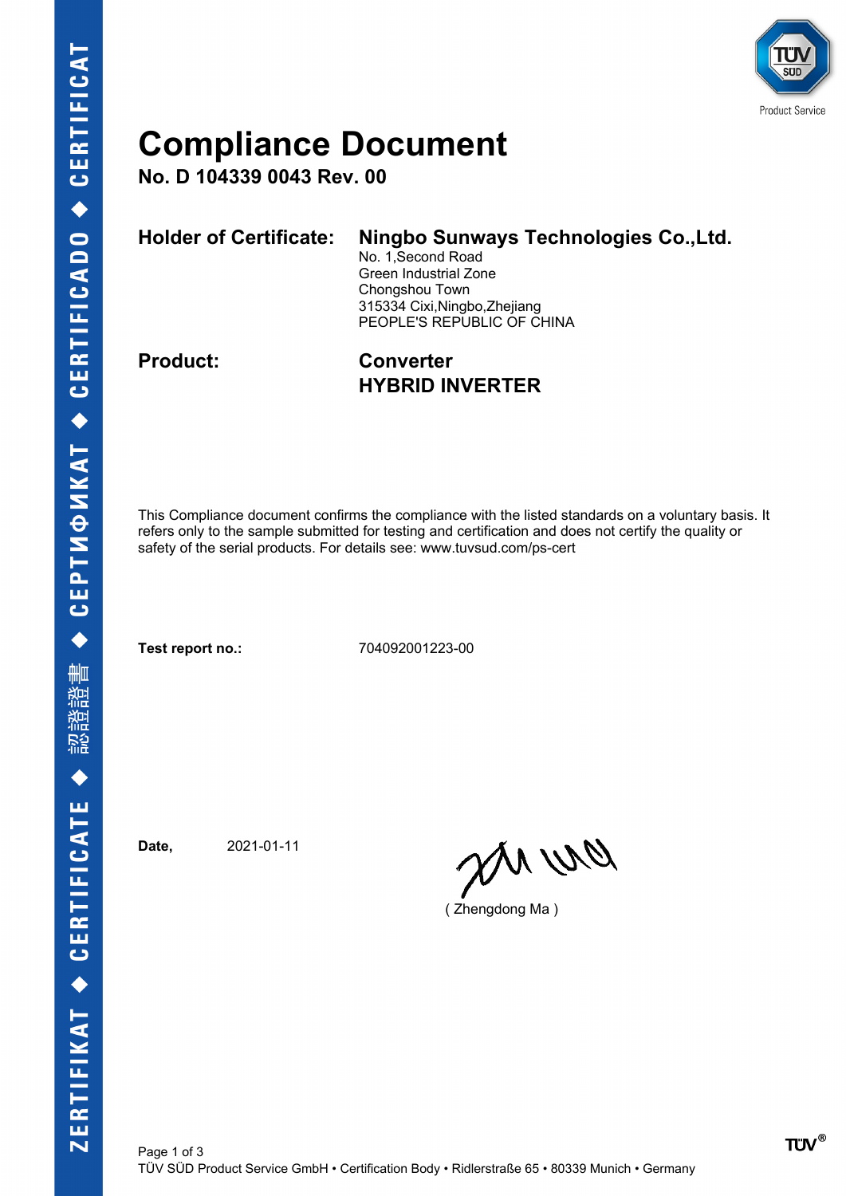# Compliance Document

**No. D 104339 0043 Rev. 00**

| | |
|---|---|
| **Holder of Certificate:** | **Ningbo Sunways Technologies Co.,Ltd.**<br>No. 1,Second Road<br>Green Industrial Zone<br>Chongshou Town<br>315334 Cixi,Ningbo,Zhejiang<br>PEOPLE'S REPUBLIC OF CHINA |
| **Product:** | **Converter**<br>**HYBRID INVERTER** |

This Compliance document confirms the compliance with the listed standards on a voluntary basis. It refers only to the sample submitted for testing and certification and does not certify the quality or safety of the serial products. For details see: www.tuvsud.com/ps-cert

**Test report no.:** 704092001223-00

**Date,** 2021-01-11

( Zhengdong Ma )

TÜV SÜD Product Service GmbH • Certification Body • Ridlerstraße 65 • 80339 Munich • Germany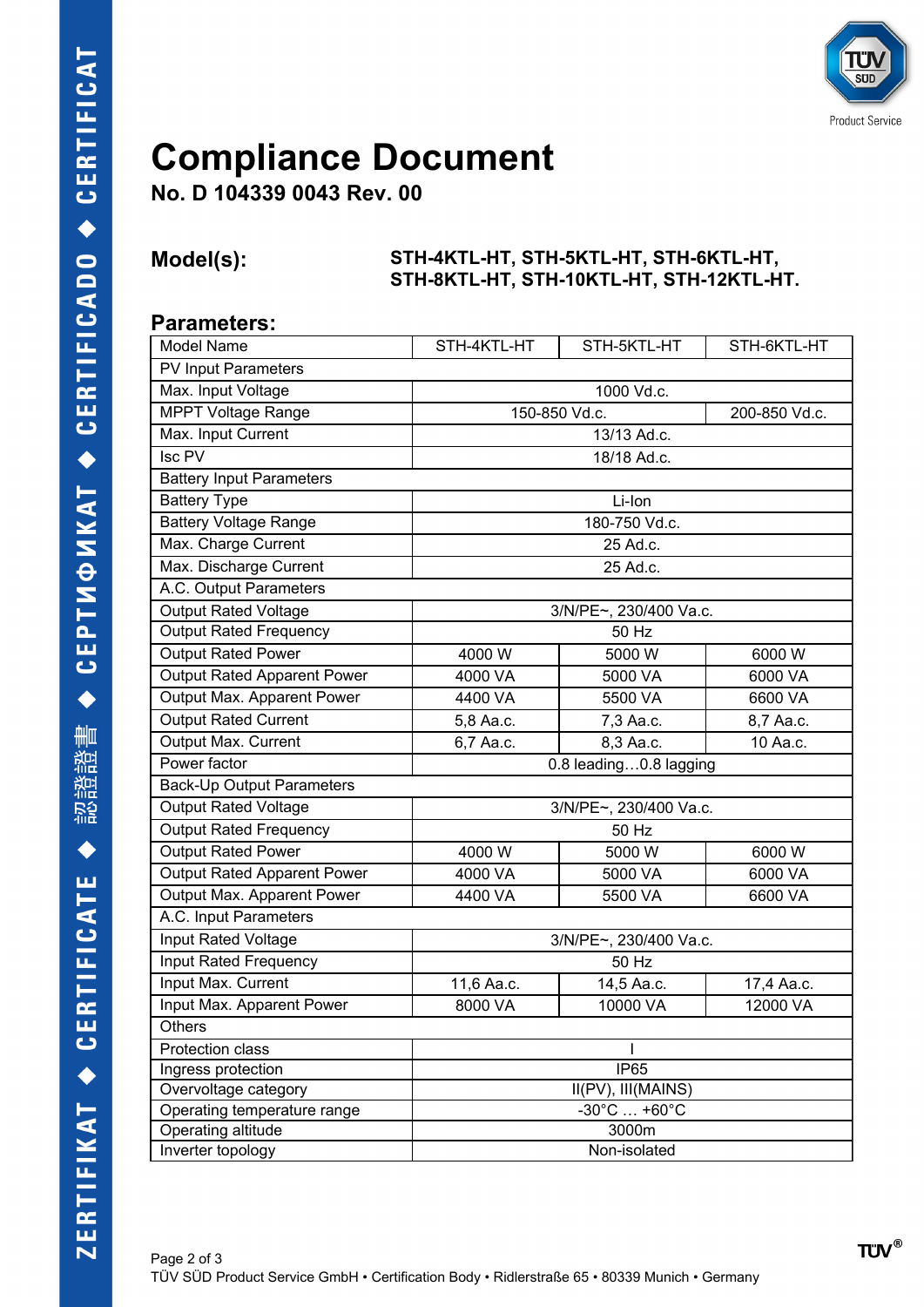# Compliance Document

**No. D 104339 0043 Rev. 00**

**Model(s):** **STH-4KTL-HT, STH-5KTL-HT, STH-6KTL-HT, STH-8KTL-HT, STH-10KTL-HT, STH-12KTL-HT.**

## Parameters:

| Model Name | STH-4KTL-HT | STH-5KTL-HT | STH-6KTL-HT |
|---|---|---|---|
| PV Input Parameters | | | |
| Max. Input Voltage | 1000 Vd.c. | | |
| MPPT Voltage Range | 150-850 Vd.c. | | 200-850 Vd.c. |
| Max. Input Current | 13/13 Ad.c. | | |
| Isc PV | 18/18 Ad.c. | | |
| Battery Input Parameters | | | |
| Battery Type | Li-Ion | | |
| Battery Voltage Range | 180-750 Vd.c. | | |
| Max. Charge Current | 25 Ad.c. | | |
| Max. Discharge Current | 25 Ad.c. | | |
| A.C. Output Parameters | | | |
| Output Rated Voltage | 3/N/PE~, 230/400 Va.c. | | |
| Output Rated Frequency | 50 Hz | | |
| Output Rated Power | 4000 W | 5000 W | 6000 W |
| Output Rated Apparent Power | 4000 VA | 5000 VA | 6000 VA |
| Output Max. Apparent Power | 4400 VA | 5500 VA | 6600 VA |
| Output Rated Current | 5,8 Aa.c. | 7,3 Aa.c. | 8,7 Aa.c. |
| Output Max. Current | 6,7 Aa.c. | 8,3 Aa.c. | 10 Aa.c. |
| Power factor | 0.8 leading…0.8 lagging | | |
| Back-Up Output Parameters | | | |
| Output Rated Voltage | 3/N/PE~, 230/400 Va.c. | | |
| Output Rated Frequency | 50 Hz | | |
| Output Rated Power | 4000 W | 5000 W | 6000 W |
| Output Rated Apparent Power | 4000 VA | 5000 VA | 6000 VA |
| Output Max. Apparent Power | 4400 VA | 5500 VA | 6600 VA |
| A.C. Input Parameters | | | |
| Input Rated Voltage | 3/N/PE~, 230/400 Va.c. | | |
| Input Rated Frequency | 50 Hz | | |
| Input Max. Current | 11,6 Aa.c. | 14,5 Aa.c. | 17,4 Aa.c. |
| Input Max. Apparent Power | 8000 VA | 10000 VA | 12000 VA |
| Others | | | |
| Protection class | I | | |
| Ingress protection | IP65 | | |
| Overvoltage category | II(PV), III(MAINS) | | |
| Operating temperature range | -30°C … +60°C | | |
| Operating altitude | 3000m | | |
| Inverter topology | Non-isolated | | |

TÜV SÜD Product Service GmbH • Certification Body • Ridlerstraße 65 • 80339 Munich • Germany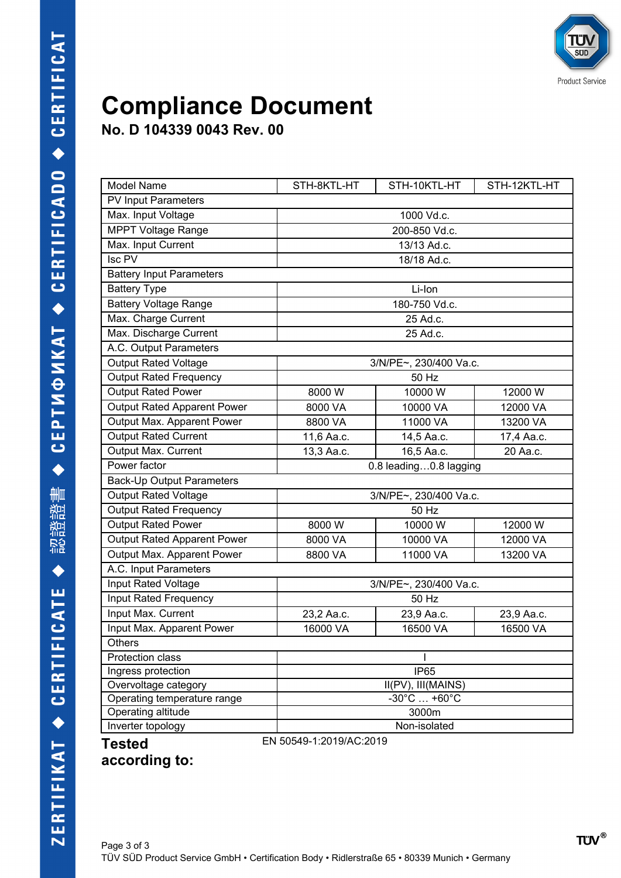# Compliance Document

## No. D 104339 0043 Rev. 00

| Model Name | STH-8KTL-HT | STH-10KTL-HT | STH-12KTL-HT |
|---|---|---|---|
| PV Input Parameters | | | |
| Max. Input Voltage | 1000 Vd.c. | | |
| MPPT Voltage Range | 200-850 Vd.c. | | |
| Max. Input Current | 13/13 Ad.c. | | |
| Isc PV | 18/18 Ad.c. | | |
| Battery Input Parameters | | | |
| Battery Type | Li-Ion | | |
| Battery Voltage Range | 180-750 Vd.c. | | |
| Max. Charge Current | 25 Ad.c. | | |
| Max. Discharge Current | 25 Ad.c. | | |
| A.C. Output Parameters | | | |
| Output Rated Voltage | 3/N/PE~, 230/400 Va.c. | | |
| Output Rated Frequency | 50 Hz | | |
| Output Rated Power | 8000 W | 10000 W | 12000 W |
| Output Rated Apparent Power | 8000 VA | 10000 VA | 12000 VA |
| Output Max. Apparent Power | 8800 VA | 11000 VA | 13200 VA |
| Output Rated Current | 11,6 Aa.c. | 14,5 Aa.c. | 17,4 Aa.c. |
| Output Max. Current | 13,3 Aa.c. | 16,5 Aa.c. | 20 Aa.c. |
| Power factor | 0.8 leading…0.8 lagging | | |
| Back-Up Output Parameters | | | |
| Output Rated Voltage | 3/N/PE~, 230/400 Va.c. | | |
| Output Rated Frequency | 50 Hz | | |
| Output Rated Power | 8000 W | 10000 W | 12000 W |
| Output Rated Apparent Power | 8000 VA | 10000 VA | 12000 VA |
| Output Max. Apparent Power | 8800 VA | 11000 VA | 13200 VA |
| A.C. Input Parameters | | | |
| Input Rated Voltage | 3/N/PE~, 230/400 Va.c. | | |
| Input Rated Frequency | 50 Hz | | |
| Input Max. Current | 23,2 Aa.c. | 23,9 Aa.c. | 23,9 Aa.c. |
| Input Max. Apparent Power | 16000 VA | 16500 VA | 16500 VA |
| Others | | | |
| Protection class | I | | |
| Ingress protection | IP65 | | |
| Overvoltage category | II(PV), III(MAINS) | | |
| Operating temperature range | -30°C … +60°C | | |
| Operating altitude | 3000m | | |
| Inverter topology | Non-isolated | | |

**Tested according to:** EN 50549-1:2019/AC:2019

TÜV SÜD Product Service GmbH • Certification Body • Ridlerstraße 65 • 80339 Munich • Germany